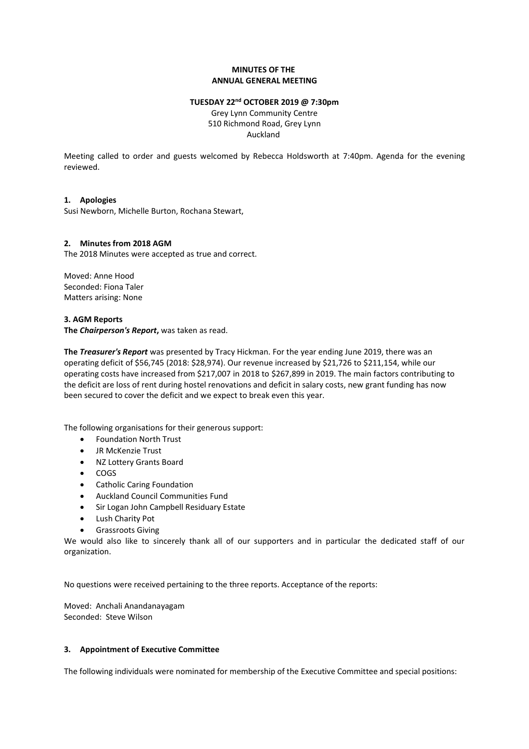**MINUTES OF THE**
**ANNUAL GENERAL MEETING**

**TUESDAY 22nd OCTOBER 2019 @ 7:30pm**

Grey Lynn Community Centre
510 Richmond Road, Grey Lynn
Auckland

Meeting called to order and guests welcomed by Rebecca Holdsworth at 7:40pm. Agenda for the evening reviewed.

**1. Apologies**

Susi Newborn, Michelle Burton, Rochana Stewart,

**2. Minutes from 2018 AGM**

The 2018 Minutes were accepted as true and correct.

Moved: Anne Hood
Seconded: Fiona Taler
Matters arising: None

**3. AGM Reports**

**The *Chairperson's Report*,** was taken as read.

**The *Treasurer's Report*** was presented by Tracy Hickman. For the year ending June 2019, there was an operating deficit of $56,745 (2018: $28,974). Our revenue increased by $21,726 to $211,154, while our operating costs have increased from $217,007 in 2018 to $267,899 in 2019. The main factors contributing to the deficit are loss of rent during hostel renovations and deficit in salary costs, new grant funding has now been secured to cover the deficit and we expect to break even this year.

The following organisations for their generous support:

- Foundation North Trust
- JR McKenzie Trust
- NZ Lottery Grants Board
- COGS
- Catholic Caring Foundation
- Auckland Council Communities Fund
- Sir Logan John Campbell Residuary Estate
- Lush Charity Pot
- Grassroots Giving

We would also like to sincerely thank all of our supporters and in particular the dedicated staff of our organization.

No questions were received pertaining to the three reports. Acceptance of the reports:

Moved: Anchali Anandanayagam
Seconded: Steve Wilson

**3. Appointment of Executive Committee**

The following individuals were nominated for membership of the Executive Committee and special positions: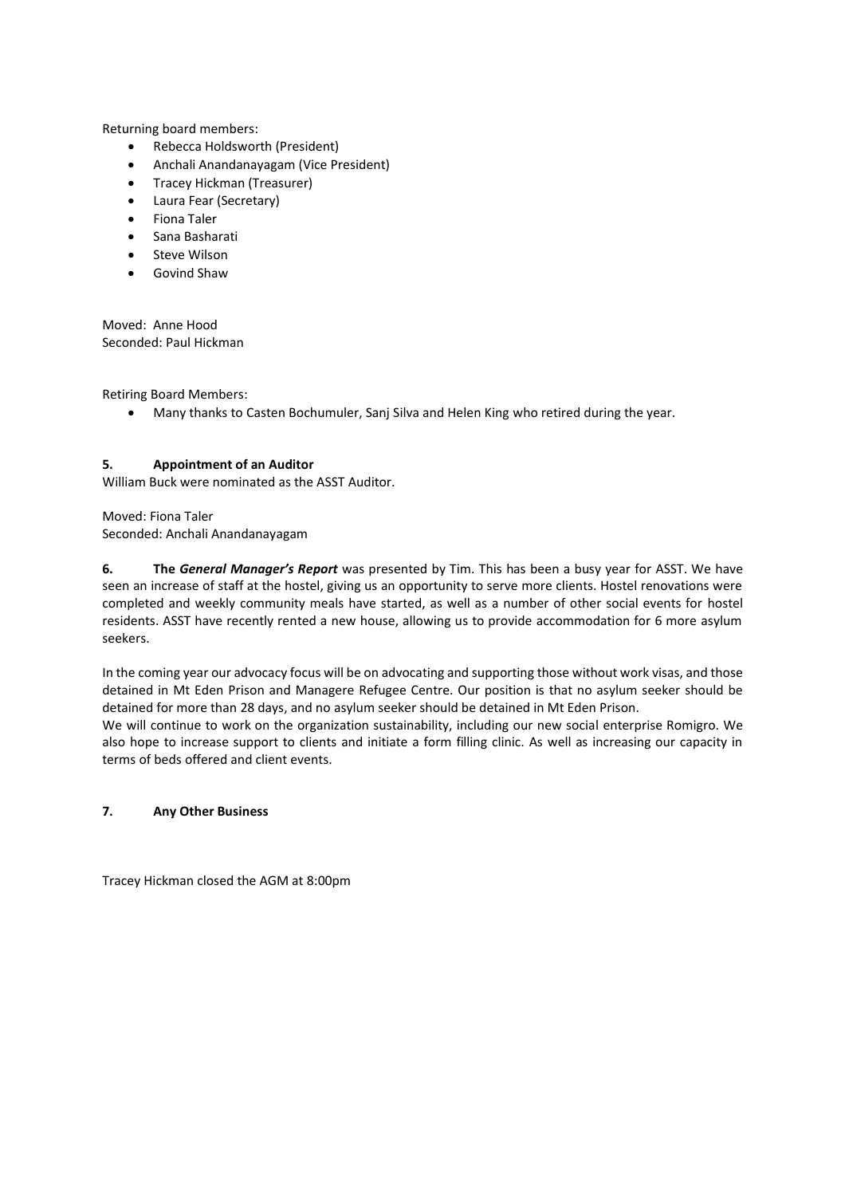Returning board members:

- Rebecca Holdsworth (President)
- Anchali Anandanayagam (Vice President)
- Tracey Hickman (Treasurer)
- Laura Fear (Secretary)
- Fiona Taler
- Sana Basharati
- Steve Wilson
- Govind Shaw

Moved: Anne Hood
Seconded: Paul Hickman

Retiring Board Members:

- Many thanks to Casten Bochumuler, Sanj Silva and Helen King who retired during the year.

**5. Appointment of an Auditor**

William Buck were nominated as the ASST Auditor.

Moved: Fiona Taler
Seconded: Anchali Anandanayagam

**6. The *General Manager's Report*** was presented by Tim. This has been a busy year for ASST. We have seen an increase of staff at the hostel, giving us an opportunity to serve more clients. Hostel renovations were completed and weekly community meals have started, as well as a number of other social events for hostel residents. ASST have recently rented a new house, allowing us to provide accommodation for 6 more asylum seekers.

In the coming year our advocacy focus will be on advocating and supporting those without work visas, and those detained in Mt Eden Prison and Managere Refugee Centre. Our position is that no asylum seeker should be detained for more than 28 days, and no asylum seeker should be detained in Mt Eden Prison.
We will continue to work on the organization sustainability, including our new social enterprise Romigro. We also hope to increase support to clients and initiate a form filling clinic. As well as increasing our capacity in terms of beds offered and client events.

**7. Any Other Business**

Tracey Hickman closed the AGM at 8:00pm